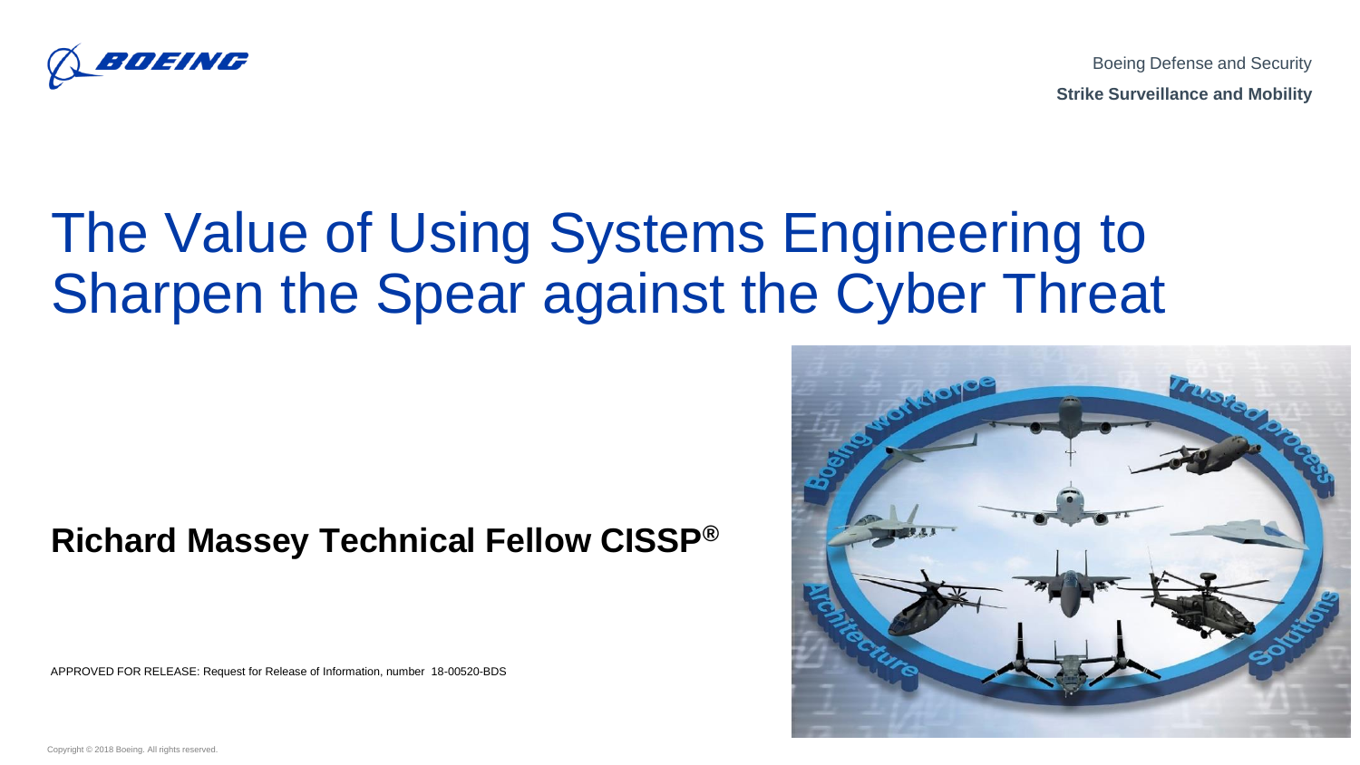Boeing Defense and Security

**Strike Surveillance and Mobility**

# The Value of Using Systems Engineering to Sharpen the Spear against the Cyber Threat

**Richard Massey Technical Fellow CISSP®**

APPROVED FOR RELEASE: Request for Release of Information, number 18-00520-BDS

Copyright © 2018 Boeing. All rights reserved.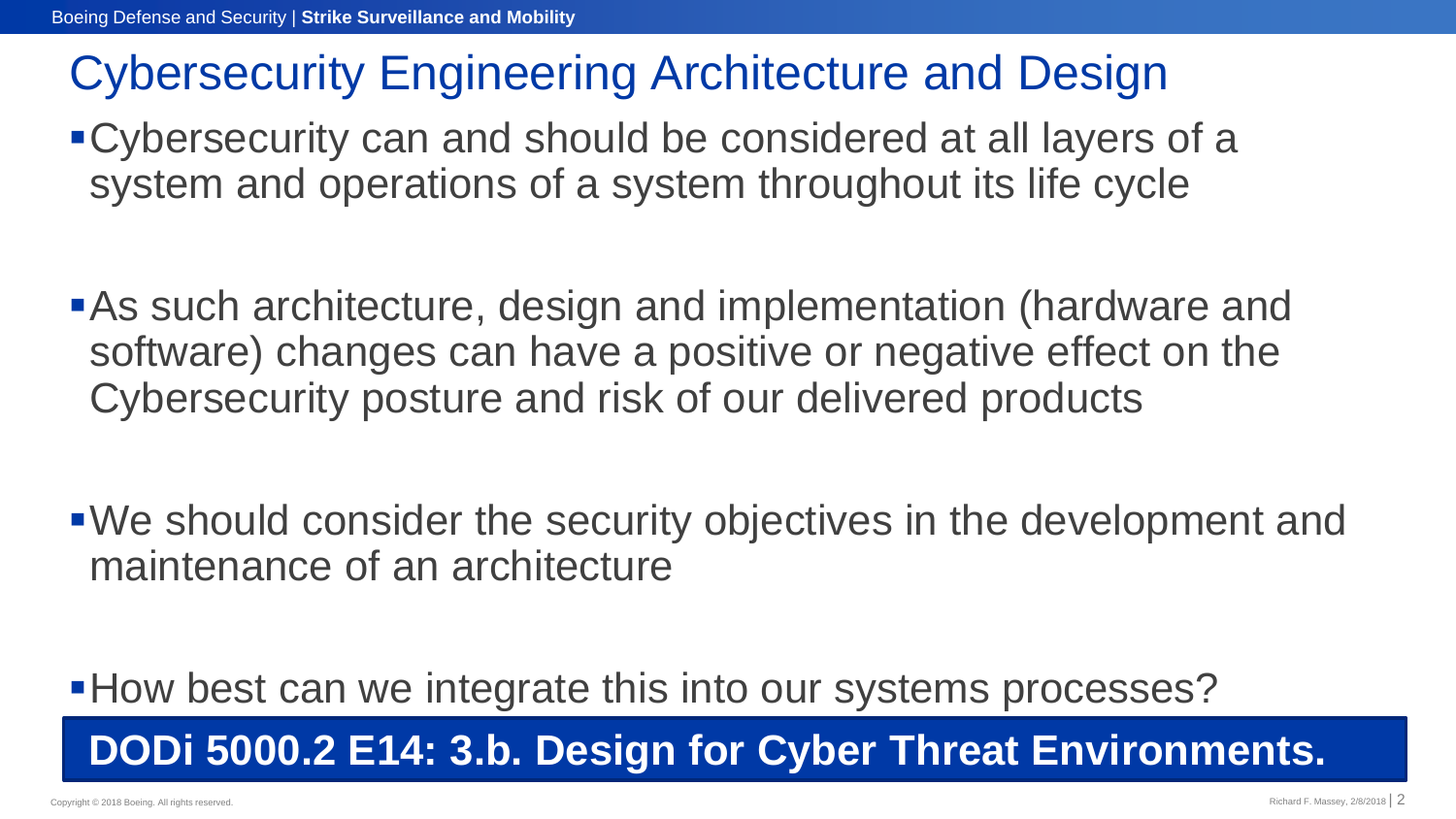# Cybersecurity Engineering Architecture and Design

- Cybersecurity can and should be considered at all layers of a system and operations of a system throughout its life cycle

- As such architecture, design and implementation (hardware and software) changes can have a positive or negative effect on the Cybersecurity posture and risk of our delivered products

- We should consider the security objectives in the development and maintenance of an architecture

- How best can we integrate this into our systems processes?

**DODi 5000.2 E14: 3.b. Design for Cyber Threat Environments.**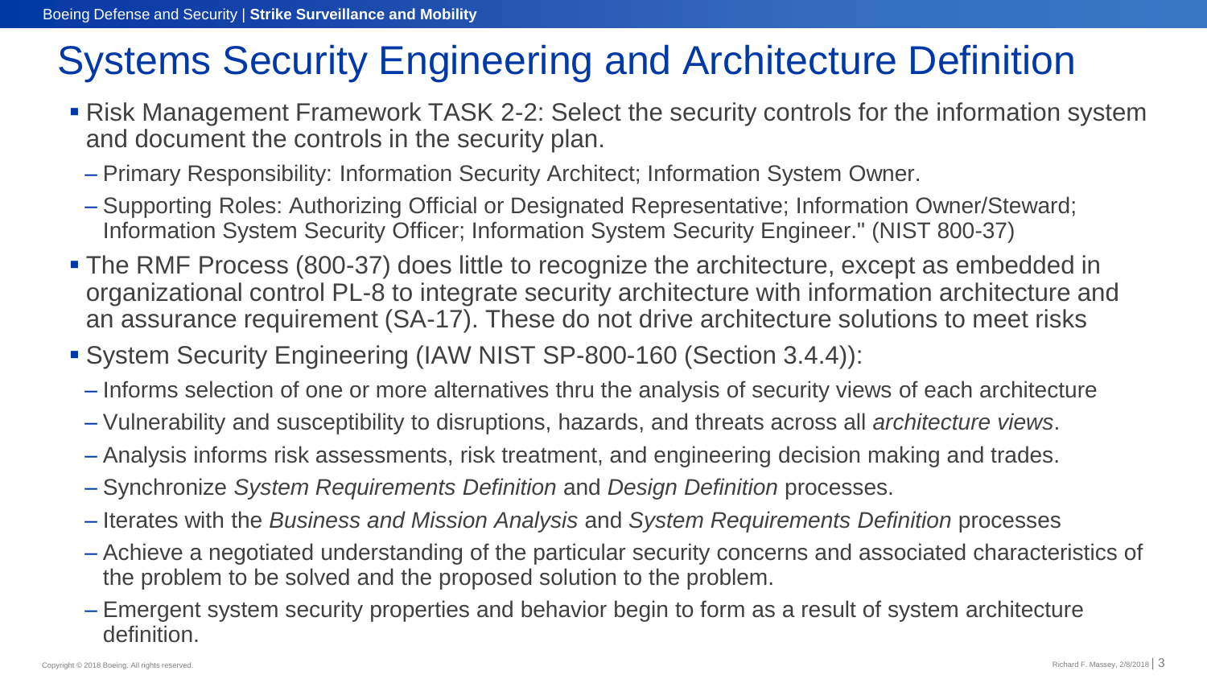# Systems Security Engineering and Architecture Definition

- Risk Management Framework TASK 2-2: Select the security controls for the information system and document the controls in the security plan.
  - Primary Responsibility: Information Security Architect; Information System Owner.
  - Supporting Roles: Authorizing Official or Designated Representative; Information Owner/Steward; Information System Security Officer; Information System Security Engineer." (NIST 800-37)
- The RMF Process (800-37) does little to recognize the architecture, except as embedded in organizational control PL-8 to integrate security architecture with information architecture and an assurance requirement (SA-17). These do not drive architecture solutions to meet risks
- System Security Engineering (IAW NIST SP-800-160 (Section 3.4.4)):
  - Informs selection of one or more alternatives thru the analysis of security views of each architecture
  - Vulnerability and susceptibility to disruptions, hazards, and threats across all *architecture views*.
  - Analysis informs risk assessments, risk treatment, and engineering decision making and trades.
  - Synchronize *System Requirements Definition* and *Design Definition* processes.
  - Iterates with the *Business and Mission Analysis* and *System Requirements Definition* processes
  - Achieve a negotiated understanding of the particular security concerns and associated characteristics of the problem to be solved and the proposed solution to the problem.
  - Emergent system security properties and behavior begin to form as a result of system architecture definition.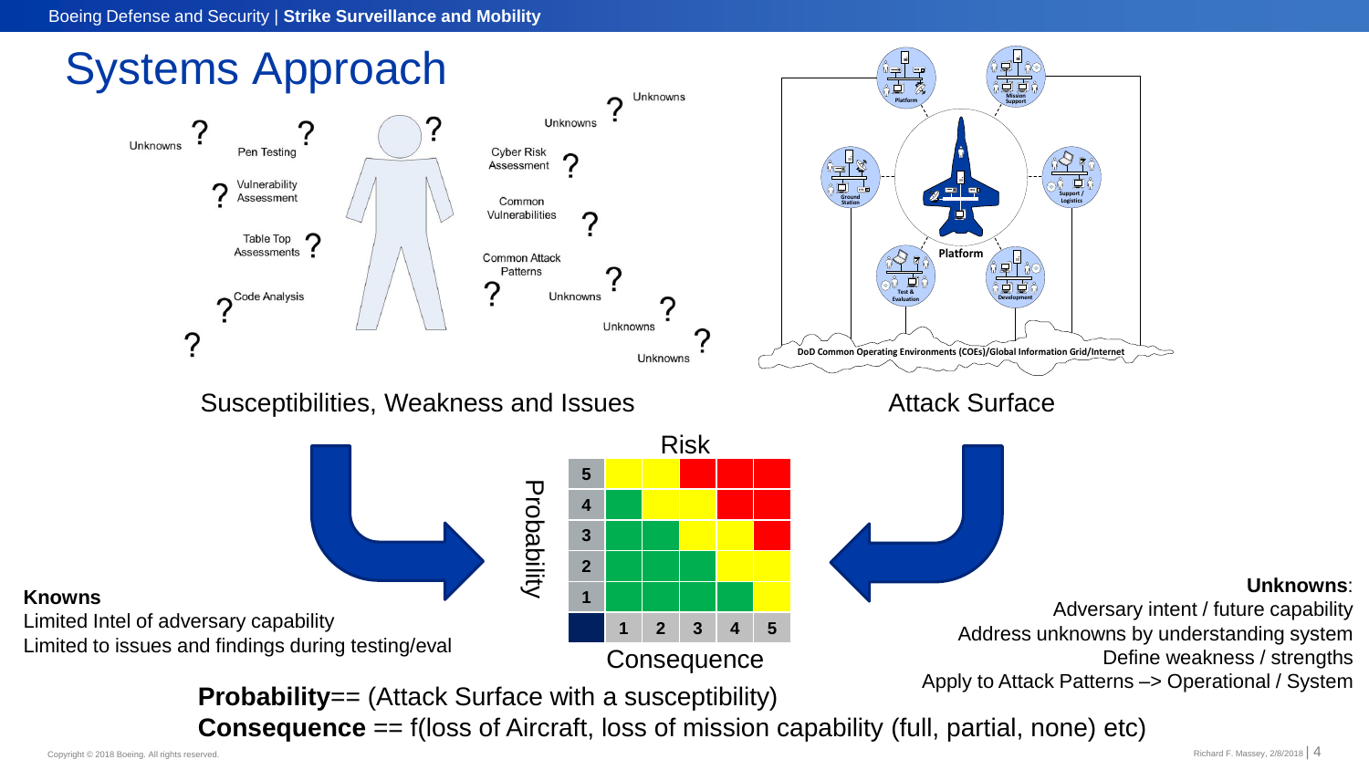# Systems Approach

Unknowns ? Pen Testing ? ? Vulnerability Assessment ? Table Top Assessments ? Code Analysis ? ?

Unknowns ? Unknowns ? Cyber Risk Assessment ? Common Vulnerabilities ? Common Attack Patterns ? Unknowns ? Unknowns ? Unknowns ?

Susceptibilities, Weakness and Issues

Platform, Mission Support, Ground Station, Support / Logistics, Test & Evaluation, Development, Platform

DoD Common Operating Environments (COEs)/Global Information Grid/Internet

Attack Surface

**Knowns**

Limited Intel of adversary capability

Limited to issues and findings during testing/eval

Risk

| Probability | | | | | |
|---|---|---|---|---|---|
| 5 | | | | | |
| 4 | | | | | |
| 3 | | | | | |
| 2 | | | | | |
| 1 | | | | | |
| | 1 | 2 | 3 | 4 | 5 |

Consequence

**Unknowns**:

Adversary intent / future capability

Address unknowns by understanding system

Define weakness / strengths

Apply to Attack Patterns –> Operational / System

**Probability**== (Attack Surface with a susceptibility)

**Consequence** == f(loss of Aircraft, loss of mission capability (full, partial, none) etc)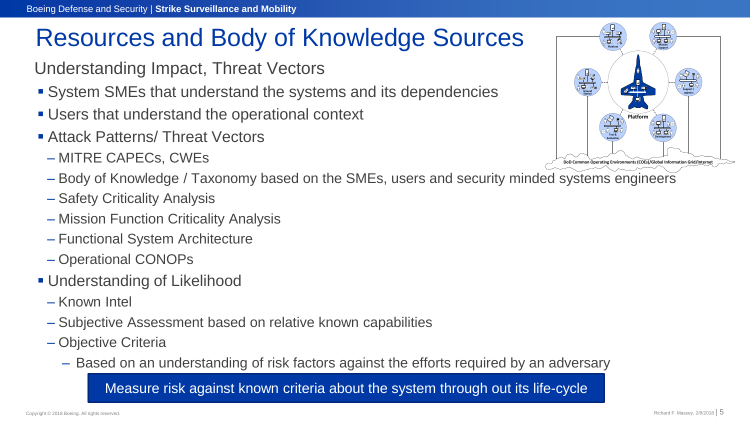# Resources and Body of Knowledge Sources

Understanding Impact, Threat Vectors

- System SMEs that understand the systems and its dependencies
- Users that understand the operational context
- Attack Patterns/ Threat Vectors
  - MITRE CAPECs, CWEs
  - Body of Knowledge / Taxonomy based on the SMEs, users and security minded systems engineers
  - Safety Criticality Analysis
  - Mission Function Criticality Analysis
  - Functional System Architecture
  - Operational CONOPs
- Understanding of Likelihood
  - Known Intel
  - Subjective Assessment based on relative known capabilities
  - Objective Criteria
    - Based on an understanding of risk factors against the efforts required by an adversary

**Measure risk against known criteria about the system through out its life-cycle**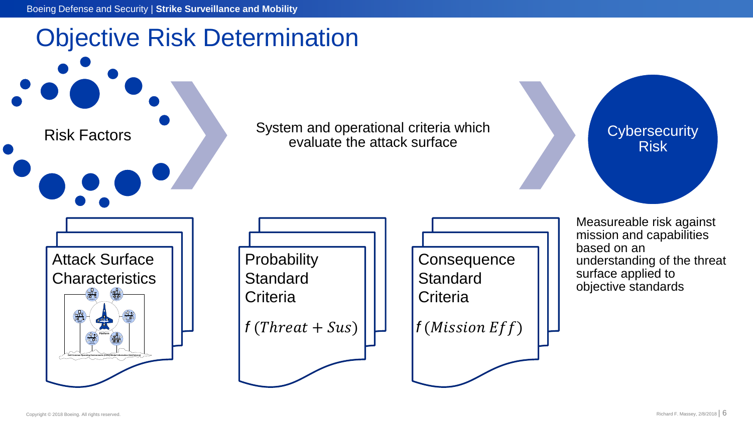# Objective Risk Determination

Risk Factors

System and operational criteria which evaluate the attack surface

Cybersecurity Risk

Attack Surface Characteristics

Probability Standard Criteria

$f\,(Threat + Sus)$

Consequence Standard Criteria

$f\,(Mission\ Eff)$

Measureable risk against mission and capabilities based on an understanding of the threat surface applied to objective standards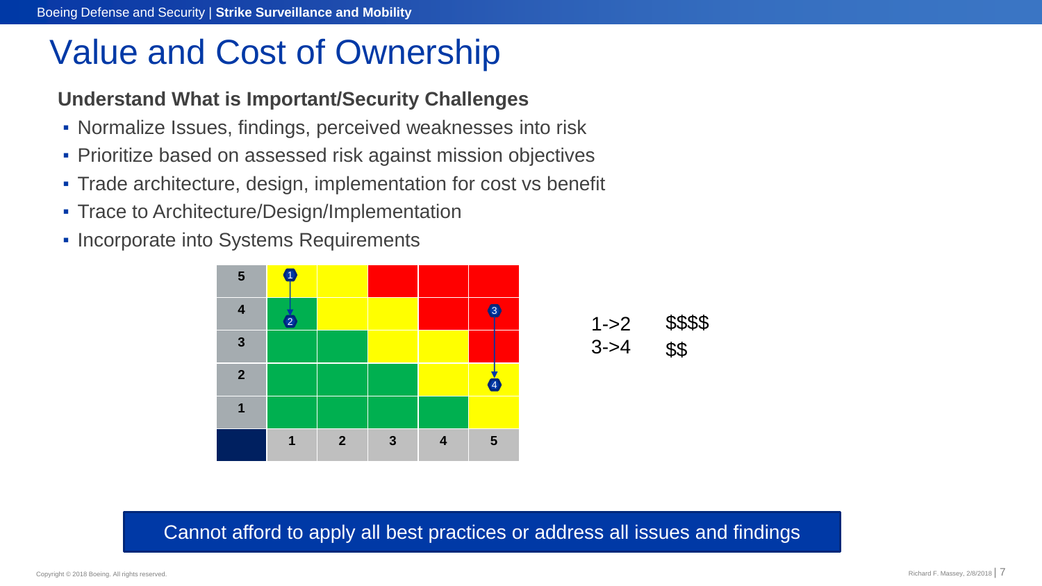# Value and Cost of Ownership

**Understand What is Important/Security Challenges**

- Normalize Issues, findings, perceived weaknesses into risk
- Prioritize based on assessed risk against mission objectives
- Trade architecture, design, implementation for cost vs benefit
- Trace to Architecture/Design/Implementation
- Incorporate into Systems Requirements

| | | | | | |
|---|---|---|---|---|---|
| **5** | 1 | | | | |
| **4** | 2 | | | | 3 |
| **3** | | | | | |
| **2** | | | | | 4 |
| **1** | | | | | |
| | **1** | **2** | **3** | **4** | **5** |

| | |
|---|---|
| 1->2 | $$$$ |
| 3->4 | $$ |

Cannot afford to apply all best practices or address all issues and findings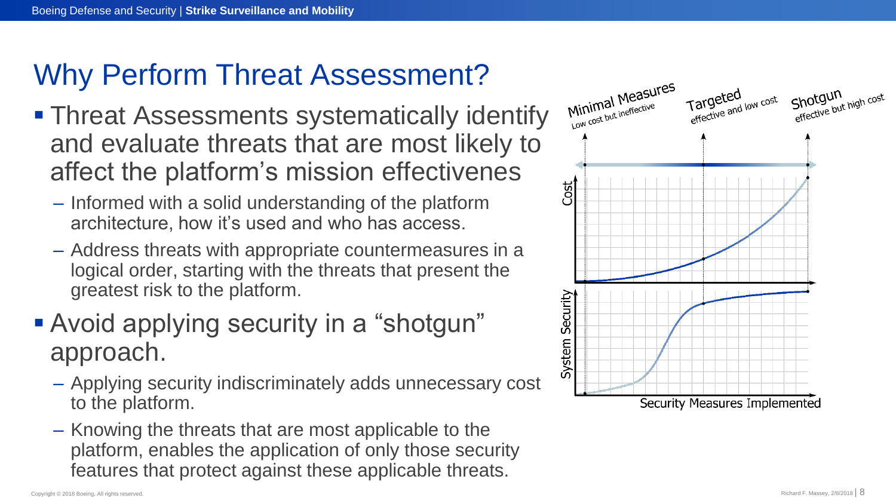# Why Perform Threat Assessment?

- Threat Assessments systematically identify and evaluate threats that are most likely to affect the platform's mission effectivenes
  - Informed with a solid understanding of the platform architecture, how it's used and who has access.
  - Address threats with appropriate countermeasures in a logical order, starting with the threats that present the greatest risk to the platform.
- Avoid applying security in a "shotgun" approach.
  - Applying security indiscriminately adds unnecessary cost to the platform.
  - Knowing the threats that are most applicable to the platform, enables the application of only those security features that protect against these applicable threats.

Minimal Measures — Low cost but ineffective

Targeted — effective and low cost

Shotgun — effective but high cost

Cost

System Security

Security Measures Implemented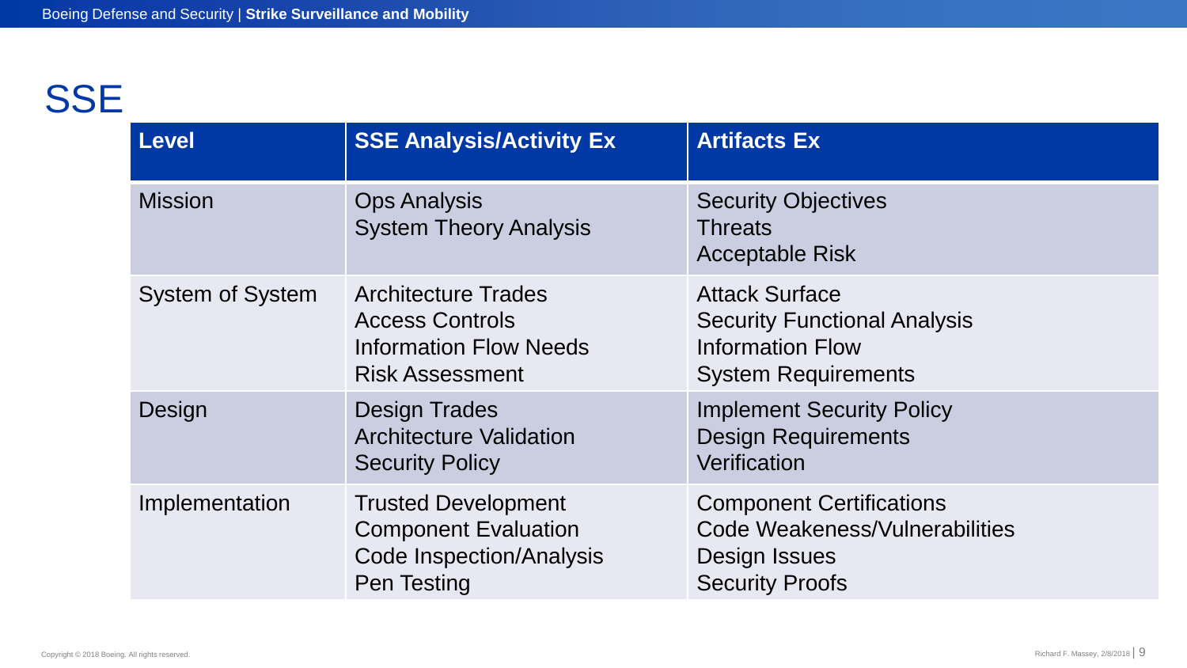# SSE

| Level | SSE Analysis/Activity Ex | Artifacts Ex |
| --- | --- | --- |
| Mission | Ops Analysis<br>System Theory Analysis | Security Objectives<br>Threats<br>Acceptable Risk |
| System of System | Architecture Trades<br>Access Controls<br>Information Flow Needs<br>Risk Assessment | Attack Surface<br>Security Functional Analysis<br>Information Flow<br>System Requirements |
| Design | Design Trades<br>Architecture Validation<br>Security Policy | Implement Security Policy<br>Design Requirements<br>Verification |
| Implementation | Trusted Development<br>Component Evaluation<br>Code Inspection/Analysis<br>Pen Testing | Component Certifications<br>Code Weakeness/Vulnerabilities<br>Design Issues<br>Security Proofs |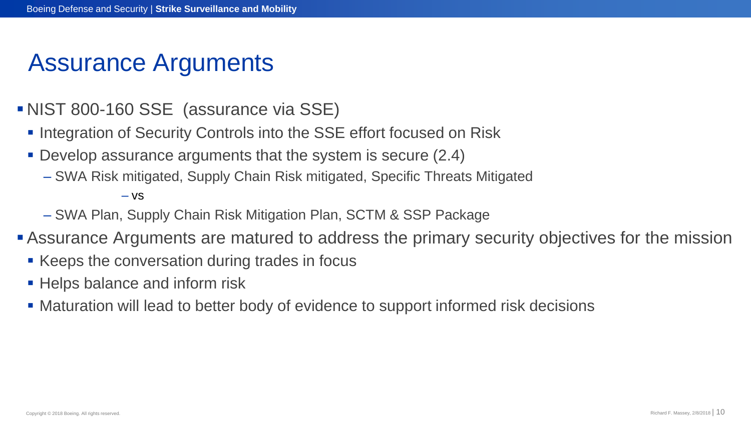# Assurance Arguments

- NIST 800-160 SSE (assurance via SSE)
  - Integration of Security Controls into the SSE effort focused on Risk
  - Develop assurance arguments that the system is secure (2.4)
    - SWA Risk mitigated, Supply Chain Risk mitigated, Specific Threats Mitigated
      - vs
    - SWA Plan, Supply Chain Risk Mitigation Plan, SCTM & SSP Package
- Assurance Arguments are matured to address the primary security objectives for the mission
  - Keeps the conversation during trades in focus
  - Helps balance and inform risk
  - Maturation will lead to better body of evidence to support informed risk decisions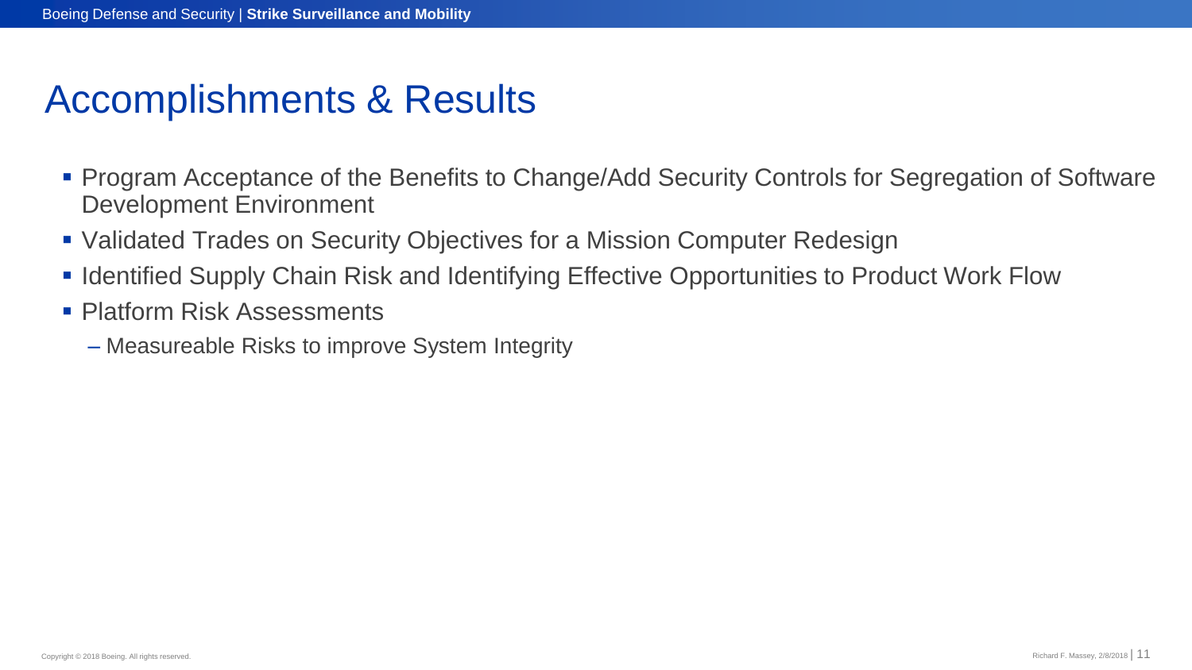# Accomplishments & Results

- Program Acceptance of the Benefits to Change/Add Security Controls for Segregation of Software Development Environment
- Validated Trades on Security Objectives for a Mission Computer Redesign
- Identified Supply Chain Risk and Identifying Effective Opportunities to Product Work Flow
- Platform Risk Assessments
  - Measureable Risks to improve System Integrity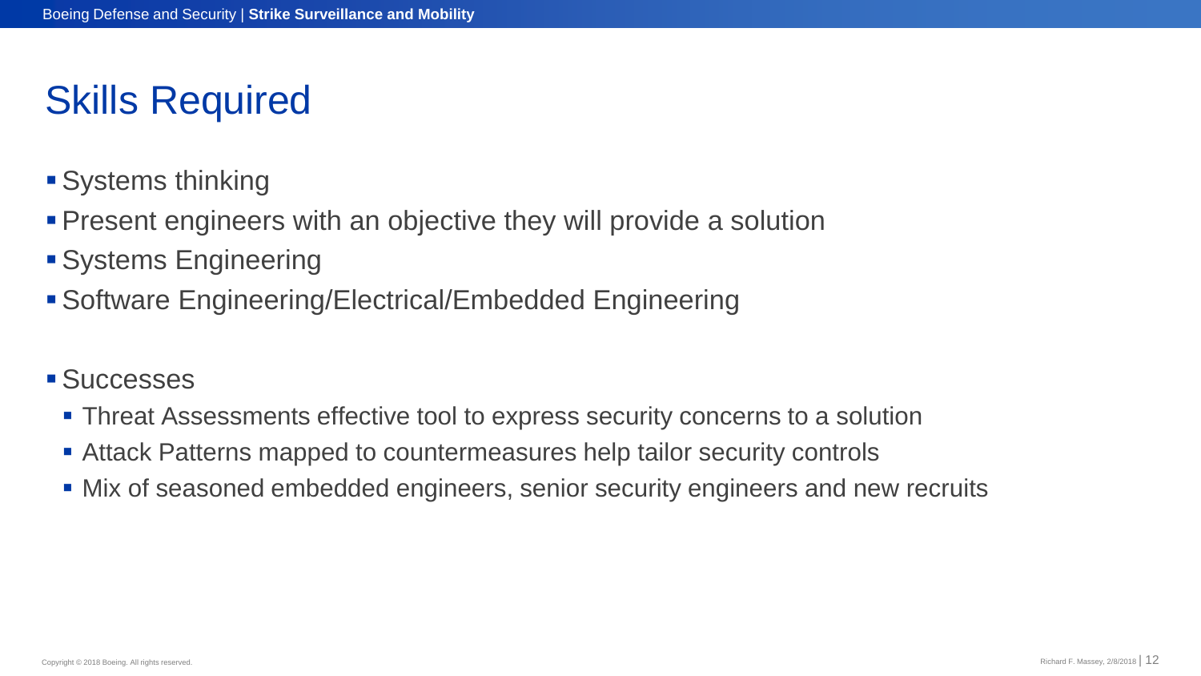# Skills Required

- Systems thinking
- Present engineers with an objective they will provide a solution
- Systems Engineering
- Software Engineering/Electrical/Embedded Engineering

- Successes
  - Threat Assessments effective tool to express security concerns to a solution
  - Attack Patterns mapped to countermeasures help tailor security controls
  - Mix of seasoned embedded engineers, senior security engineers and new recruits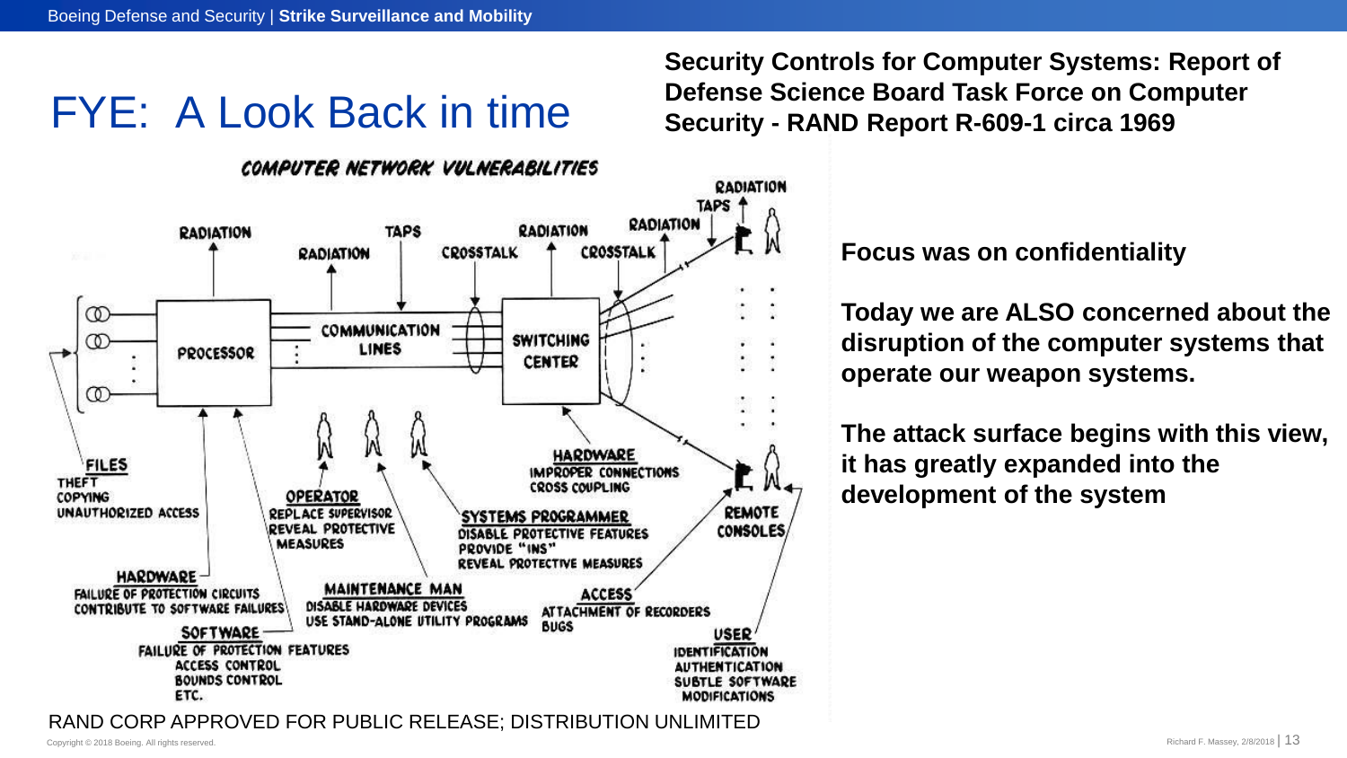# FYE: A Look Back in time

**Security Controls for Computer Systems: Report of Defense Science Board Task Force on Computer Security - RAND Report R-609-1 circa 1969**

COMPUTER NETWORK VULNERABILITIES

RADIATION

TAPS

RADIATION

RADIATION

TAPS

RADIATION

RADIATION

CROSSTALK

CROSSTALK

PROCESSOR

COMMUNICATION LINES

SWITCHING CENTER

FILES
THEFT
COPYING
UNAUTHORIZED ACCESS

OPERATOR
REPLACE SUPERVISOR
REVEAL PROTECTIVE MEASURES

SYSTEMS PROGRAMMER
DISABLE PROTECTIVE FEATURES
PROVIDE "INS"
REVEAL PROTECTIVE MEASURES

HARDWARE
IMPROPER CONNECTIONS
CROSS COUPLING

REMOTE CONSOLES

HARDWARE
FAILURE OF PROTECTION CIRCUITS
CONTRIBUTE TO SOFTWARE FAILURES

MAINTENANCE MAN
DISABLE HARDWARE DEVICES
USE STAND-ALONE UTILITY PROGRAMS

ACCESS
ATTACHMENT OF RECORDERS
BUGS

SOFTWARE
FAILURE OF PROTECTION FEATURES
ACCESS CONTROL
BOUNDS CONTROL
ETC.

USER
IDENTIFICATION
AUTHENTICATION
SUBTLE SOFTWARE MODIFICATIONS

RAND CORP APPROVED FOR PUBLIC RELEASE; DISTRIBUTION UNLIMITED

**Focus was on confidentiality**

**Today we are ALSO concerned about the disruption of the computer systems that operate our weapon systems.**

**The attack surface begins with this view, it has greatly expanded into the development of the system**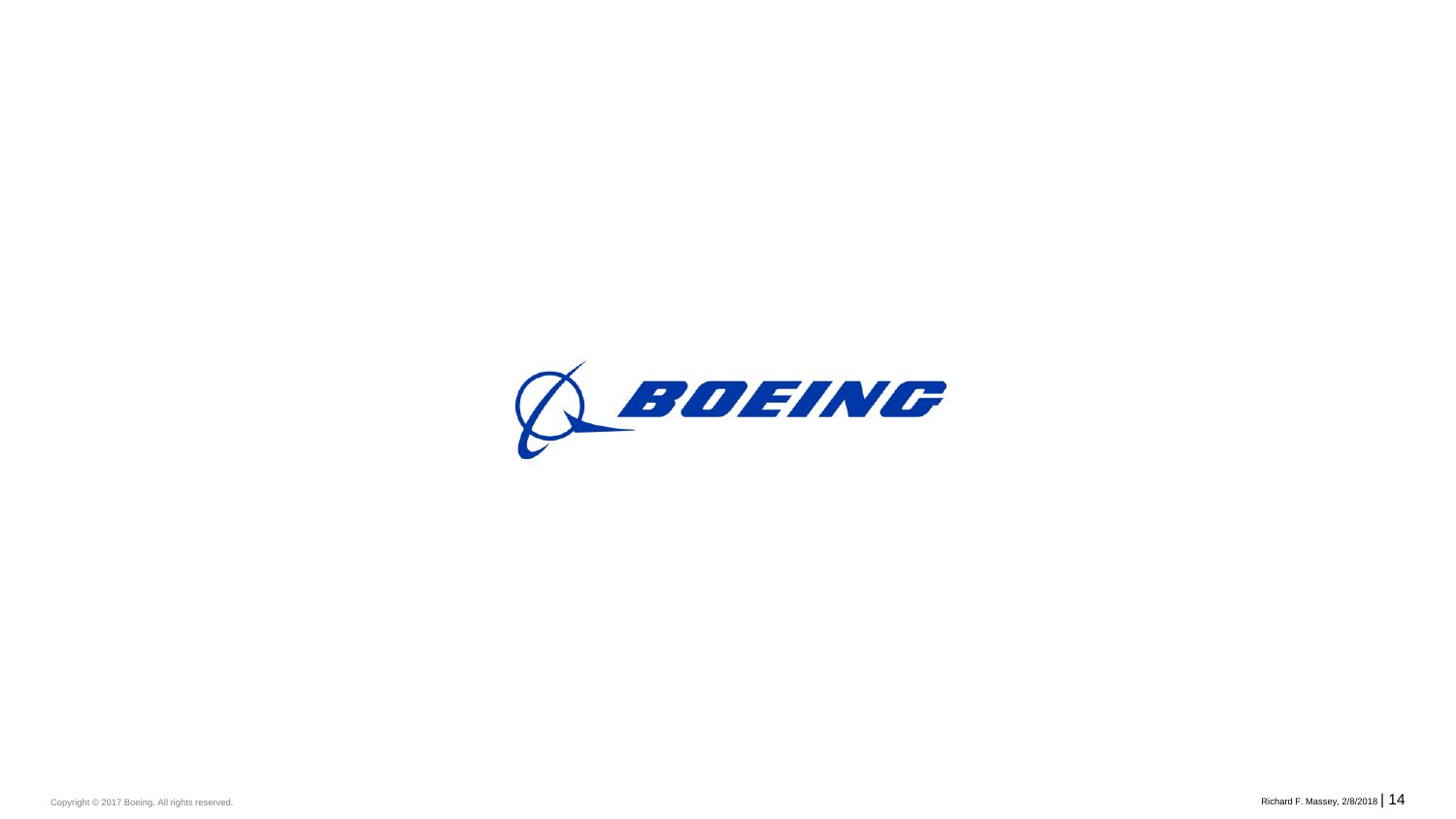BOEING